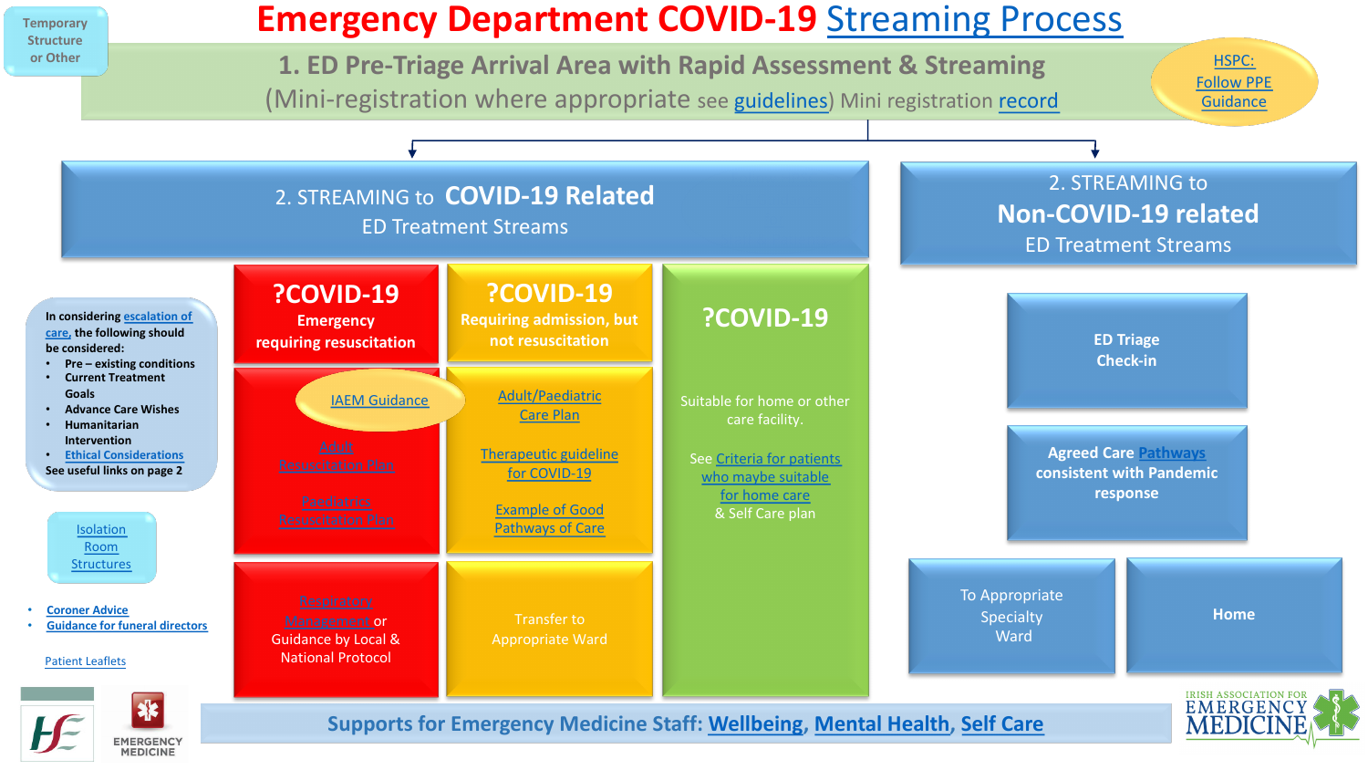Temporary Structure or Other

# Emergency Department COVID-19 Streaming Process

## 1. ED Pre-Triage Arrival Area with Rapid Assessment & Streaming

(Mini-registration where appropriate see guidelines) Mini registration record

HSPC: Follow PPE Guidance

### 2. STREAMING to COVID-19 Related ED Treatment Streams

**?COVID-19**
**Emergency requiring resuscitation**

- IAEM Guidance
- Adult Resuscitation Plan
- Paediatrics Resuscitation Plan
- Respiratory Management or Guidance by Local & National Protocol

**?COVID-19**
**Requiring admission, but not resuscitation**

- Adult/Paediatric Care Plan
- Therapeutic guideline for COVID-19
- Example of Good Pathways of Care
- Transfer to Appropriate Ward

**?COVID-19**

Suitable for home or other care facility.

See Criteria for patients who maybe suitable for home care & Self Care plan

### 2. STREAMING to Non-COVID-19 related ED Treatment Streams

- **ED Triage Check-in**
- **Agreed Care Pathways consistent with Pandemic response**
- To Appropriate Specialty Ward
- **Home**

---

**In considering escalation of care, the following should be considered:**

- **Pre – existing conditions**
- **Current Treatment Goals**
- **Advance Care Wishes**
- **Humanitarian Intervention**
- **Ethical Considerations**

**See useful links on page 2**

Isolation Room Structures

- **Coroner Advice**
- **Guidance for funeral directors**

Patient Leaflets

**Supports for Emergency Medicine Staff: Wellbeing, Mental Health, Self Care**

EMERGENCY MEDICINE

IRISH ASSOCIATION FOR EMERGENCY MEDICINE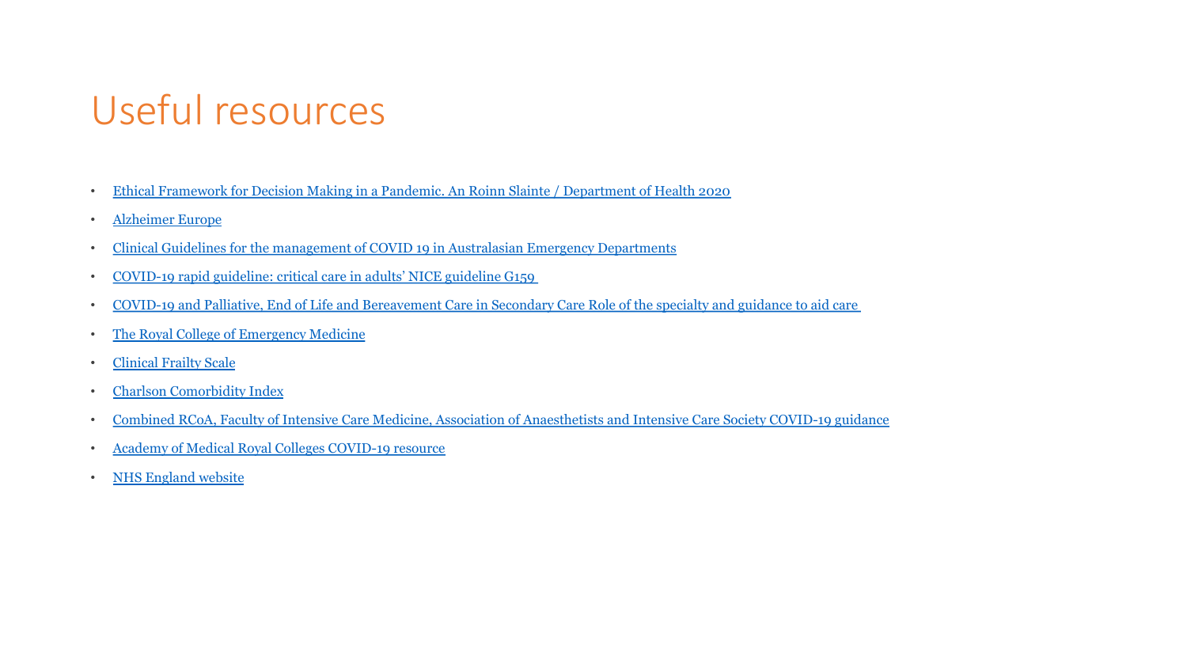# Useful resources

- Ethical Framework for Decision Making in a Pandemic. An Roinn Slainte / Department of Health 2020
- Alzheimer Europe
- Clinical Guidelines for the management of COVID 19 in Australasian Emergency Departments
- COVID-19 rapid guideline: critical care in adults' NICE guideline G159
- COVID-19 and Palliative, End of Life and Bereavement Care in Secondary Care Role of the specialty and guidance to aid care
- The Royal College of Emergency Medicine
- Clinical Frailty Scale
- Charlson Comorbidity Index
- Combined RCoA, Faculty of Intensive Care Medicine, Association of Anaesthetists and Intensive Care Society COVID-19 guidance
- Academy of Medical Royal Colleges COVID-19 resource
- NHS England website